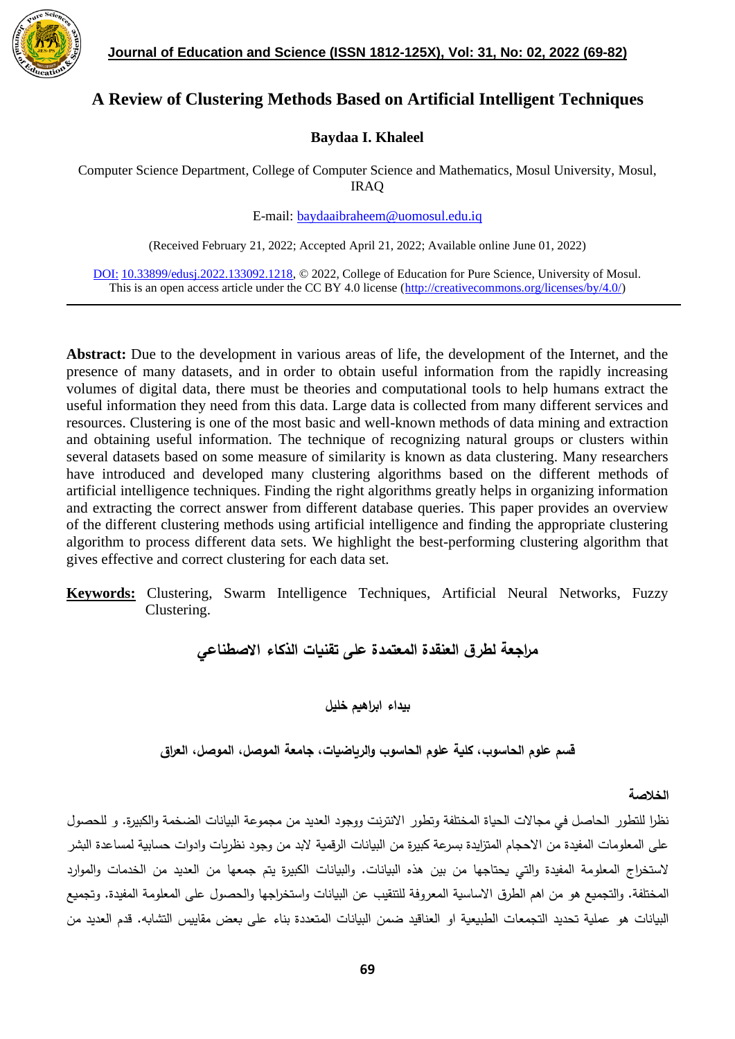# A Review of Clustering Methods Based on Artificial Intelligent Techniques

**Baydaa I. Khaleel**

Computer Science Department, College of Computer Science and Mathematics, Mosul University, Mosul, IRAQ

E-mail: baydaaibraheem@uomosul.edu.iq

(Received February 21, 2022; Accepted April 21, 2022; Available online June 01, 2022)

DOI: 10.33899/edusj.2022.133092.1218, © 2022, College of Education for Pure Science, University of Mosul. This is an open access article under the CC BY 4.0 license (http://creativecommons.org/licenses/by/4.0/)

---

**Abstract:** Due to the development in various areas of life, the development of the Internet, and the presence of many datasets, and in order to obtain useful information from the rapidly increasing volumes of digital data, there must be theories and computational tools to help humans extract the useful information they need from this data. Large data is collected from many different services and resources. Clustering is one of the most basic and well-known methods of data mining and extraction and obtaining useful information. The technique of recognizing natural groups or clusters within several datasets based on some measure of similarity is known as data clustering. Many researchers have introduced and developed many clustering algorithms based on the different methods of artificial intelligence techniques. Finding the right algorithms greatly helps in organizing information and extracting the correct answer from different database queries. This paper provides an overview of the different clustering methods using artificial intelligence and finding the appropriate clustering algorithm to process different data sets. We highlight the best-performing clustering algorithm that gives effective and correct clustering for each data set.

**Keywords:** Clustering, Swarm Intelligence Techniques, Artificial Neural Networks, Fuzzy Clustering.

# مراجعة لطرق العنقدة المعتمدة على تقنيات الذكاء الاصطناعي

**بيداء ابراهيم خليل**

**قسم علوم الحاسوب، كلية علوم الحاسوب والرياضيات، جامعة الموصل، الموصل، العراق**

**الخلاصة**

نظرا للتطور الحاصل في مجالات الحياة المختلفة وتطور الانترنت ووجود العديد من مجموعة البيانات الضخمة والكبيرة. و للحصول على المعلومات المفيدة من الاحجام المتزايدة بسرعة كبيرة من البيانات الرقمية لابد من وجود نظريات وادوات حسابية لمساعدة البشر لاستخراج المعلومة المفيدة والتي يحتاجها من بين هذه البيانات. والبيانات الكبيرة يتم جمعها من العديد من الخدمات والموارد المختلفة. والتجميع هو من اهم الطرق الاساسية المعروفة للتنقيب عن البيانات واستخراجها والحصول على المعلومة المفيدة. وتجميع البيانات هو عملية تحديد التجمعات الطبيعية او العناقيد ضمن البيانات المتعددة بناء على بعض مقاييس التشابه. قدم العديد من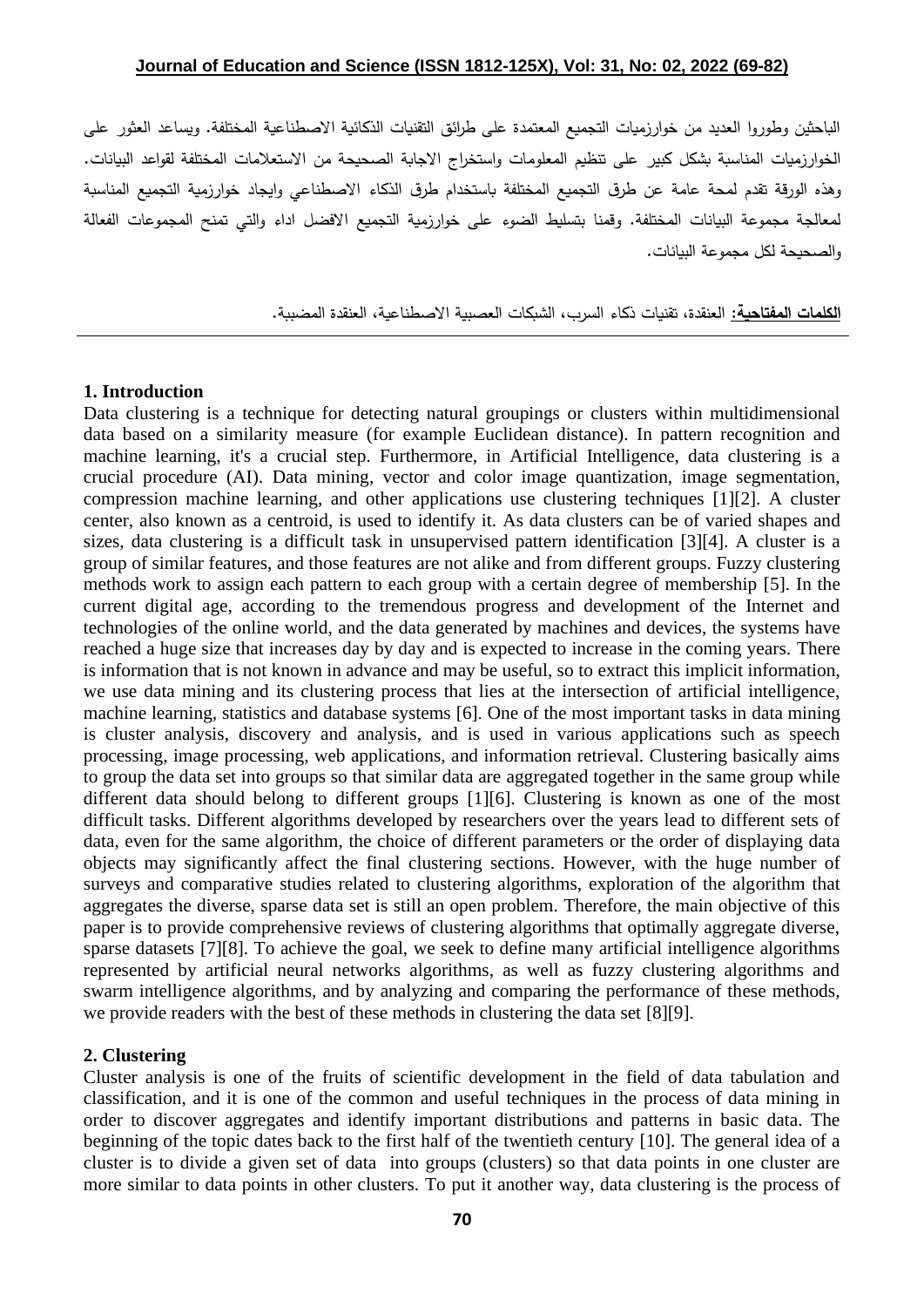الباحثين وطوروا العديد من خوارزميات التجميع المعتمدة على طرائق التقنيات الذكائية الاصطناعية المختلفة. ويساعد العثور على الخوارزميات المناسبة بشكل كبير على تنظيم المعلومات واستخراج الاجابة الصحيحة من الاستعلامات المختلفة لقواعد البيانات. وهذه الورقة تقدم لمحة عامة عن طرق التجميع المختلفة باستخدام طرق الذكاء الاصطناعي وايجاد خوارزمية التجميع المناسبة لمعالجة مجموعة البيانات المختلفة. وقمنا بتسليط الضوء على خوارزمية التجميع الافضل اداء والتي تمنح المجموعات الفعالة والصحيحة لكل مجموعة البيانات.

**الكلمات المفتاحية:** العنقدة، تقنيات ذكاء السرب، الشبكات العصبية الاصطناعية، العنقدة المضببة.

## 1. Introduction

Data clustering is a technique for detecting natural groupings or clusters within multidimensional data based on a similarity measure (for example Euclidean distance). In pattern recognition and machine learning, it's a crucial step. Furthermore, in Artificial Intelligence, data clustering is a crucial procedure (AI). Data mining, vector and color image quantization, image segmentation, compression machine learning, and other applications use clustering techniques [1][2]. A cluster center, also known as a centroid, is used to identify it. As data clusters can be of varied shapes and sizes, data clustering is a difficult task in unsupervised pattern identification [3][4]. A cluster is a group of similar features, and those features are not alike and from different groups. Fuzzy clustering methods work to assign each pattern to each group with a certain degree of membership [5]. In the current digital age, according to the tremendous progress and development of the Internet and technologies of the online world, and the data generated by machines and devices, the systems have reached a huge size that increases day by day and is expected to increase in the coming years. There is information that is not known in advance and may be useful, so to extract this implicit information, we use data mining and its clustering process that lies at the intersection of artificial intelligence, machine learning, statistics and database systems [6]. One of the most important tasks in data mining is cluster analysis, discovery and analysis, and is used in various applications such as speech processing, image processing, web applications, and information retrieval. Clustering basically aims to group the data set into groups so that similar data are aggregated together in the same group while different data should belong to different groups [1][6]. Clustering is known as one of the most difficult tasks. Different algorithms developed by researchers over the years lead to different sets of data, even for the same algorithm, the choice of different parameters or the order of displaying data objects may significantly affect the final clustering sections. However, with the huge number of surveys and comparative studies related to clustering algorithms, exploration of the algorithm that aggregates the diverse, sparse data set is still an open problem. Therefore, the main objective of this paper is to provide comprehensive reviews of clustering algorithms that optimally aggregate diverse, sparse datasets [7][8]. To achieve the goal, we seek to define many artificial intelligence algorithms represented by artificial neural networks algorithms, as well as fuzzy clustering algorithms and swarm intelligence algorithms, and by analyzing and comparing the performance of these methods, we provide readers with the best of these methods in clustering the data set [8][9].

## 2. Clustering

Cluster analysis is one of the fruits of scientific development in the field of data tabulation and classification, and it is one of the common and useful techniques in the process of data mining in order to discover aggregates and identify important distributions and patterns in basic data. The beginning of the topic dates back to the first half of the twentieth century [10]. The general idea of a cluster is to divide a given set of data into groups (clusters) so that data points in one cluster are more similar to data points in other clusters. To put it another way, data clustering is the process of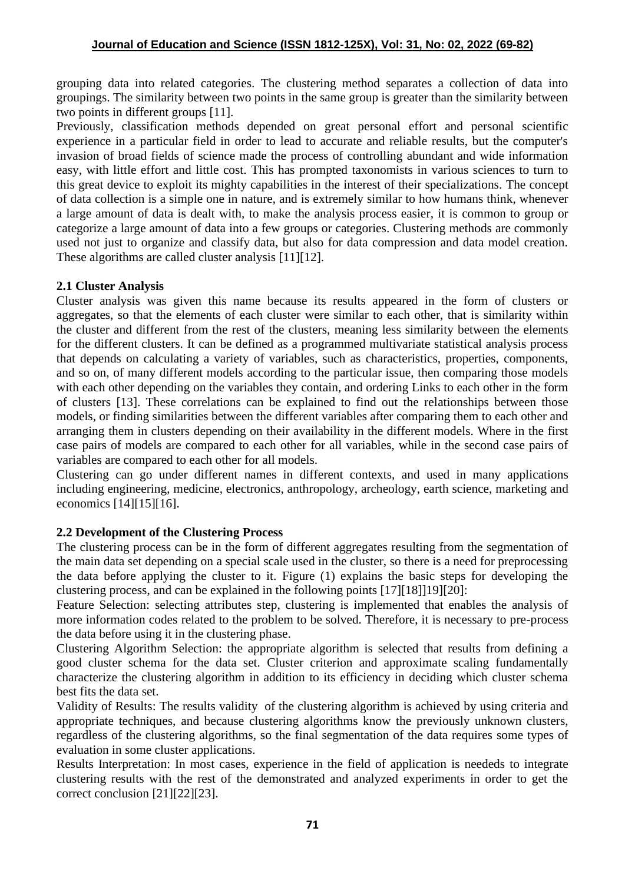grouping data into related categories. The clustering method separates a collection of data into groupings. The similarity between two points in the same group is greater than the similarity between two points in different groups [11].

Previously, classification methods depended on great personal effort and personal scientific experience in a particular field in order to lead to accurate and reliable results, but the computer's invasion of broad fields of science made the process of controlling abundant and wide information easy, with little effort and little cost. This has prompted taxonomists in various sciences to turn to this great device to exploit its mighty capabilities in the interest of their specializations. The concept of data collection is a simple one in nature, and is extremely similar to how humans think, whenever a large amount of data is dealt with, to make the analysis process easier, it is common to group or categorize a large amount of data into a few groups or categories. Clustering methods are commonly used not just to organize and classify data, but also for data compression and data model creation. These algorithms are called cluster analysis [11][12].

### 2.1 Cluster Analysis

Cluster analysis was given this name because its results appeared in the form of clusters or aggregates, so that the elements of each cluster were similar to each other, that is similarity within the cluster and different from the rest of the clusters, meaning less similarity between the elements for the different clusters. It can be defined as a programmed multivariate statistical analysis process that depends on calculating a variety of variables, such as characteristics, properties, components, and so on, of many different models according to the particular issue, then comparing those models with each other depending on the variables they contain, and ordering Links to each other in the form of clusters [13]. These correlations can be explained to find out the relationships between those models, or finding similarities between the different variables after comparing them to each other and arranging them in clusters depending on their availability in the different models. Where in the first case pairs of models are compared to each other for all variables, while in the second case pairs of variables are compared to each other for all models.

Clustering can go under different names in different contexts, and used in many applications including engineering, medicine, electronics, anthropology, archeology, earth science, marketing and economics [14][15][16].

### 2.2 Development of the Clustering Process

The clustering process can be in the form of different aggregates resulting from the segmentation of the main data set depending on a special scale used in the cluster, so there is a need for preprocessing the data before applying the cluster to it. Figure (1) explains the basic steps for developing the clustering process, and can be explained in the following points [17][18]]19][20]:

Feature Selection: selecting attributes step, clustering is implemented that enables the analysis of more information codes related to the problem to be solved. Therefore, it is necessary to pre-process the data before using it in the clustering phase.

Clustering Algorithm Selection: the appropriate algorithm is selected that results from defining a good cluster schema for the data set. Cluster criterion and approximate scaling fundamentally characterize the clustering algorithm in addition to its efficiency in deciding which cluster schema best fits the data set.

Validity of Results: The results validity of the clustering algorithm is achieved by using criteria and appropriate techniques, and because clustering algorithms know the previously unknown clusters, regardless of the clustering algorithms, so the final segmentation of the data requires some types of evaluation in some cluster applications.

Results Interpretation: In most cases, experience in the field of application is neededs to integrate clustering results with the rest of the demonstrated and analyzed experiments in order to get the correct conclusion [21][22][23].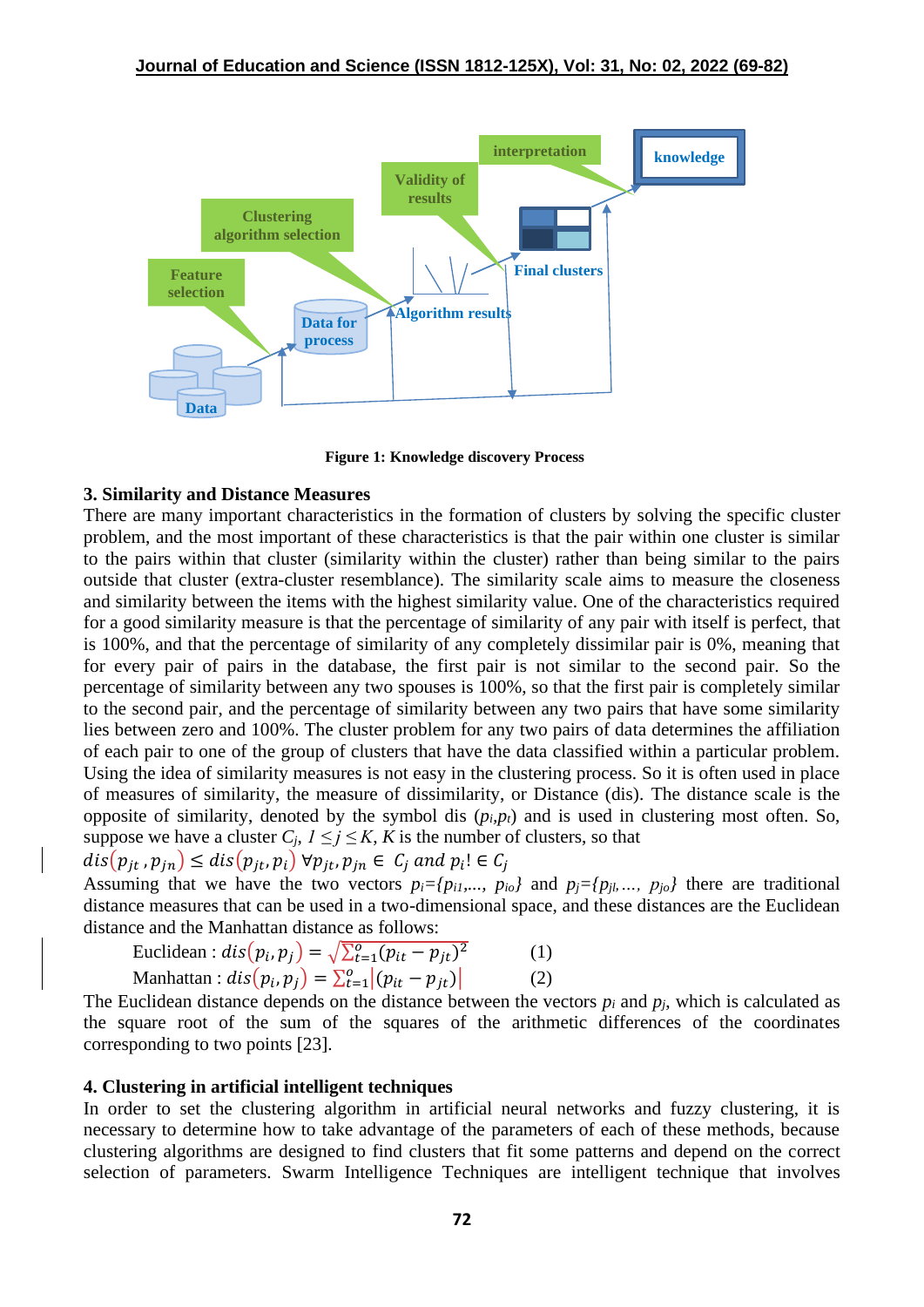Figure 1: Knowledge discovery Process

### 3. Similarity and Distance Measures

There are many important characteristics in the formation of clusters by solving the specific cluster problem, and the most important of these characteristics is that the pair within one cluster is similar to the pairs within that cluster (similarity within the cluster) rather than being similar to the pairs outside that cluster (extra-cluster resemblance). The similarity scale aims to measure the closeness and similarity between the items with the highest similarity value. One of the characteristics required for a good similarity measure is that the percentage of similarity of any pair with itself is perfect, that is 100%, and that the percentage of similarity of any completely dissimilar pair is 0%, meaning that for every pair of pairs in the database, the first pair is not similar to the second pair. So the percentage of similarity between any two spouses is 100%, so that the first pair is completely similar to the second pair, and the percentage of similarity between any two pairs that have some similarity lies between zero and 100%. The cluster problem for any two pairs of data determines the affiliation of each pair to one of the group of clusters that have the data classified within a particular problem. Using the idea of similarity measures is not easy in the clustering process. So it is often used in place of measures of similarity, the measure of dissimilarity, or Distance (dis). The distance scale is the opposite of similarity, denoted by the symbol dis ($p_i$,$p_t$) and is used in clustering most often. So, suppose we have a cluster $C_j$, $1 \leq j \leq K$, $K$ is the number of clusters, so that

$dis(p_{jt}, p_{jn}) \leq dis(p_{jt}, p_i)\ \forall p_{jt}, p_{jn} \in\ C_j \text{ and } p_i \,!\in C_j$

Assuming that we have the two vectors $p_i=\{p_{i1},\ldots,\ p_{io}\}$ and $p_j=\{p_{j1},\ldots,\ p_{jo}\}$ there are traditional distance measures that can be used in a two-dimensional space, and these distances are the Euclidean distance and the Manhattan distance as follows:

$$\text{Euclidean : } dis(p_i, p_j) = \sqrt{\sum_{t=1}^{o}(p_{it} - p_{jt})^2} \qquad (1)$$

$$\text{Manhattan : } dis(p_i, p_j) = \sum_{t=1}^{o}|(p_{it} - p_{jt})| \qquad (2)$$

The Euclidean distance depends on the distance between the vectors $p_i$ and $p_j$, which is calculated as the square root of the sum of the squares of the arithmetic differences of the coordinates corresponding to two points [23].

### 4. Clustering in artificial intelligent techniques

In order to set the clustering algorithm in artificial neural networks and fuzzy clustering, it is necessary to determine how to take advantage of the parameters of each of these methods, because clustering algorithms are designed to find clusters that fit some patterns and depend on the correct selection of parameters. Swarm Intelligence Techniques are intelligent technique that involves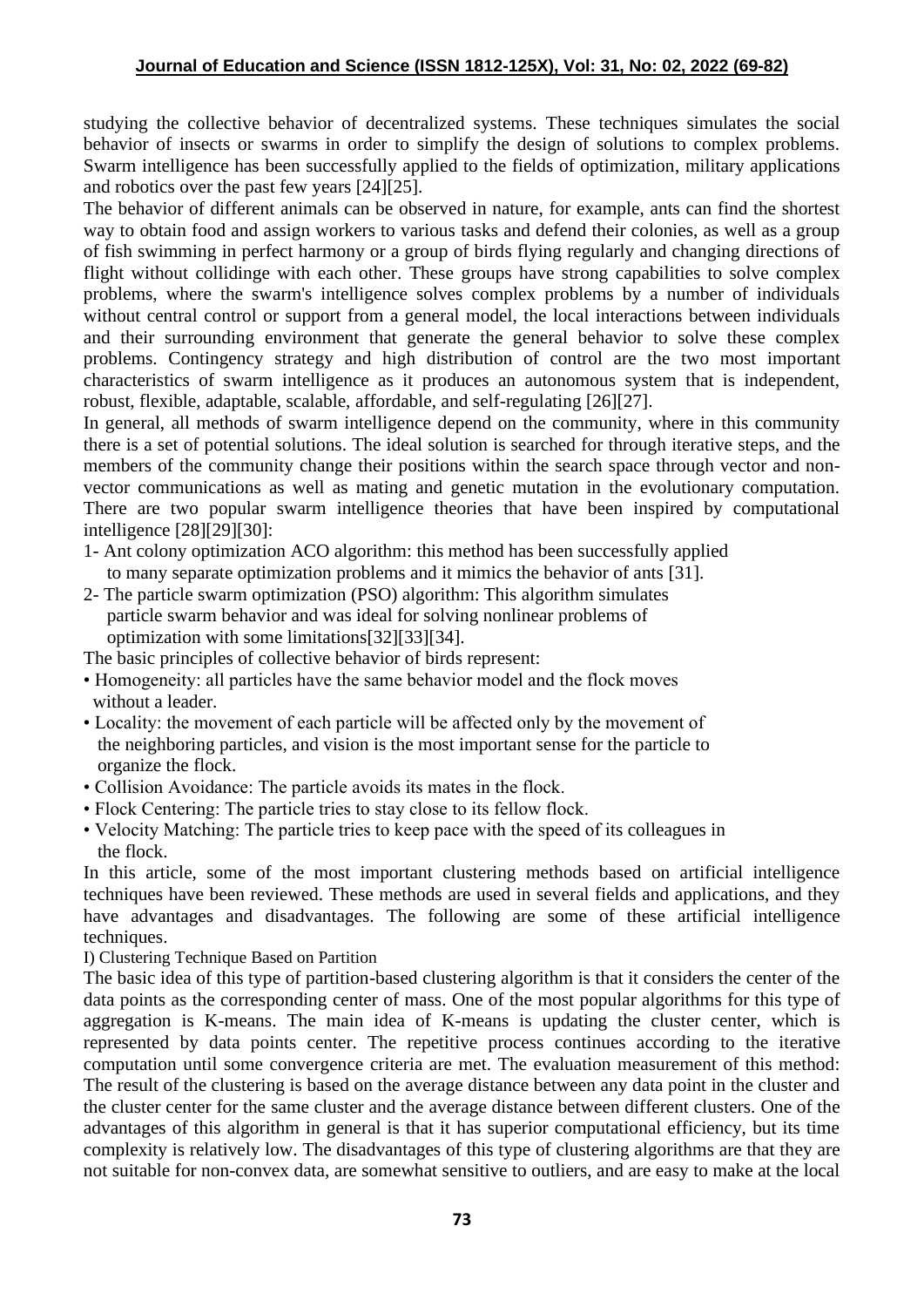studying the collective behavior of decentralized systems. These techniques simulates the social behavior of insects or swarms in order to simplify the design of solutions to complex problems. Swarm intelligence has been successfully applied to the fields of optimization, military applications and robotics over the past few years [24][25].

The behavior of different animals can be observed in nature, for example, ants can find the shortest way to obtain food and assign workers to various tasks and defend their colonies, as well as a group of fish swimming in perfect harmony or a group of birds flying regularly and changing directions of flight without collidinge with each other. These groups have strong capabilities to solve complex problems, where the swarm's intelligence solves complex problems by a number of individuals without central control or support from a general model, the local interactions between individuals and their surrounding environment that generate the general behavior to solve these complex problems. Contingency strategy and high distribution of control are the two most important characteristics of swarm intelligence as it produces an autonomous system that is independent, robust, flexible, adaptable, scalable, affordable, and self-regulating [26][27].

In general, all methods of swarm intelligence depend on the community, where in this community there is a set of potential solutions. The ideal solution is searched for through iterative steps, and the members of the community change their positions within the search space through vector and non-vector communications as well as mating and genetic mutation in the evolutionary computation. There are two popular swarm intelligence theories that have been inspired by computational intelligence [28][29][30]:

1- Ant colony optimization ACO algorithm: this method has been successfully applied to many separate optimization problems and it mimics the behavior of ants [31].

2- The particle swarm optimization (PSO) algorithm: This algorithm simulates particle swarm behavior and was ideal for solving nonlinear problems of optimization with some limitations[32][33][34].

The basic principles of collective behavior of birds represent:

- Homogeneity: all particles have the same behavior model and the flock moves without a leader.
- Locality: the movement of each particle will be affected only by the movement of the neighboring particles, and vision is the most important sense for the particle to organize the flock.
- Collision Avoidance: The particle avoids its mates in the flock.
- Flock Centering: The particle tries to stay close to its fellow flock.
- Velocity Matching: The particle tries to keep pace with the speed of its colleagues in the flock.

In this article, some of the most important clustering methods based on artificial intelligence techniques have been reviewed. These methods are used in several fields and applications, and they have advantages and disadvantages. The following are some of these artificial intelligence techniques.

I) Clustering Technique Based on Partition

The basic idea of this type of partition-based clustering algorithm is that it considers the center of the data points as the corresponding center of mass. One of the most popular algorithms for this type of aggregation is K-means. The main idea of K-means is updating the cluster center, which is represented by data points center. The repetitive process continues according to the iterative computation until some convergence criteria are met. The evaluation measurement of this method: The result of the clustering is based on the average distance between any data point in the cluster and the cluster center for the same cluster and the average distance between different clusters. One of the advantages of this algorithm in general is that it has superior computational efficiency, but its time complexity is relatively low. The disadvantages of this type of clustering algorithms are that they are not suitable for non-convex data, are somewhat sensitive to outliers, and are easy to make at the local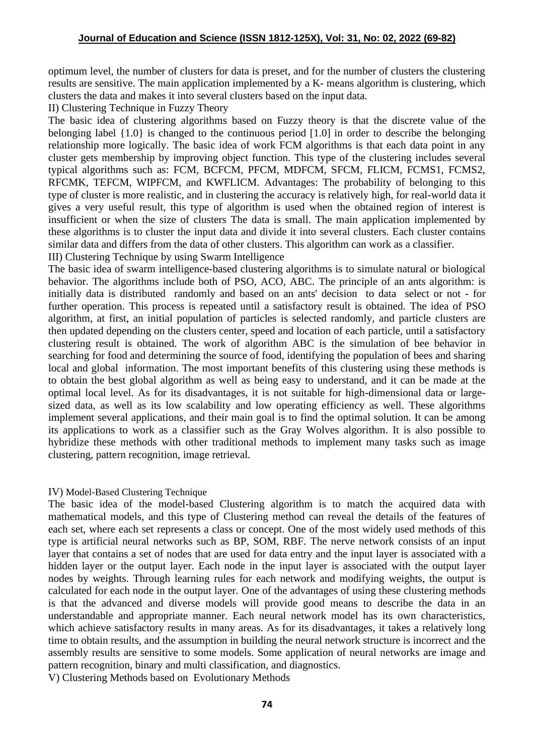optimum level, the number of clusters for data is preset, and for the number of clusters the clustering results are sensitive. The main application implemented by a K- means algorithm is clustering, which clusters the data and makes it into several clusters based on the input data.

II) Clustering Technique in Fuzzy Theory

The basic idea of clustering algorithms based on Fuzzy theory is that the discrete value of the belonging label {1.0} is changed to the continuous period [1.0] in order to describe the belonging relationship more logically. The basic idea of work FCM algorithms is that each data point in any cluster gets membership by improving object function. This type of the clustering includes several typical algorithms such as: FCM, BCFCM, PFCM, MDFCM, SFCM, FLICM, FCMS1, FCMS2, RFCMK, TEFCM, WIPFCM, and KWFLICM. Advantages: The probability of belonging to this type of cluster is more realistic, and in clustering the accuracy is relatively high, for real-world data it gives a very useful result, this type of algorithm is used when the obtained region of interest is insufficient or when the size of clusters The data is small. The main application implemented by these algorithms is to cluster the input data and divide it into several clusters. Each cluster contains similar data and differs from the data of other clusters. This algorithm can work as a classifier.

III) Clustering Technique by using Swarm Intelligence

The basic idea of swarm intelligence-based clustering algorithms is to simulate natural or biological behavior. The algorithms include both of PSO, ACO, ABC. The principle of an ants algorithm: is initially data is distributed randomly and based on an ants' decision to data select or not - for further operation. This process is repeated until a satisfactory result is obtained. The idea of PSO algorithm, at first, an initial population of particles is selected randomly, and particle clusters are then updated depending on the clusters center, speed and location of each particle, until a satisfactory clustering result is obtained. The work of algorithm ABC is the simulation of bee behavior in searching for food and determining the source of food, identifying the population of bees and sharing local and global information. The most important benefits of this clustering using these methods is to obtain the best global algorithm as well as being easy to understand, and it can be made at the optimal local level. As for its disadvantages, it is not suitable for high-dimensional data or large-sized data, as well as its low scalability and low operating efficiency as well. These algorithms implement several applications, and their main goal is to find the optimal solution. It can be among its applications to work as a classifier such as the Gray Wolves algorithm. It is also possible to hybridize these methods with other traditional methods to implement many tasks such as image clustering, pattern recognition, image retrieval.

IV) Model-Based Clustering Technique

The basic idea of the model-based Clustering algorithm is to match the acquired data with mathematical models, and this type of Clustering method can reveal the details of the features of each set, where each set represents a class or concept. One of the most widely used methods of this type is artificial neural networks such as BP, SOM, RBF. The nerve network consists of an input layer that contains a set of nodes that are used for data entry and the input layer is associated with a hidden layer or the output layer. Each node in the input layer is associated with the output layer nodes by weights. Through learning rules for each network and modifying weights, the output is calculated for each node in the output layer. One of the advantages of using these clustering methods is that the advanced and diverse models will provide good means to describe the data in an understandable and appropriate manner. Each neural network model has its own characteristics, which achieve satisfactory results in many areas. As for its disadvantages, it takes a relatively long time to obtain results, and the assumption in building the neural network structure is incorrect and the assembly results are sensitive to some models. Some application of neural networks are image and pattern recognition, binary and multi classification, and diagnostics.

V) Clustering Methods based on Evolutionary Methods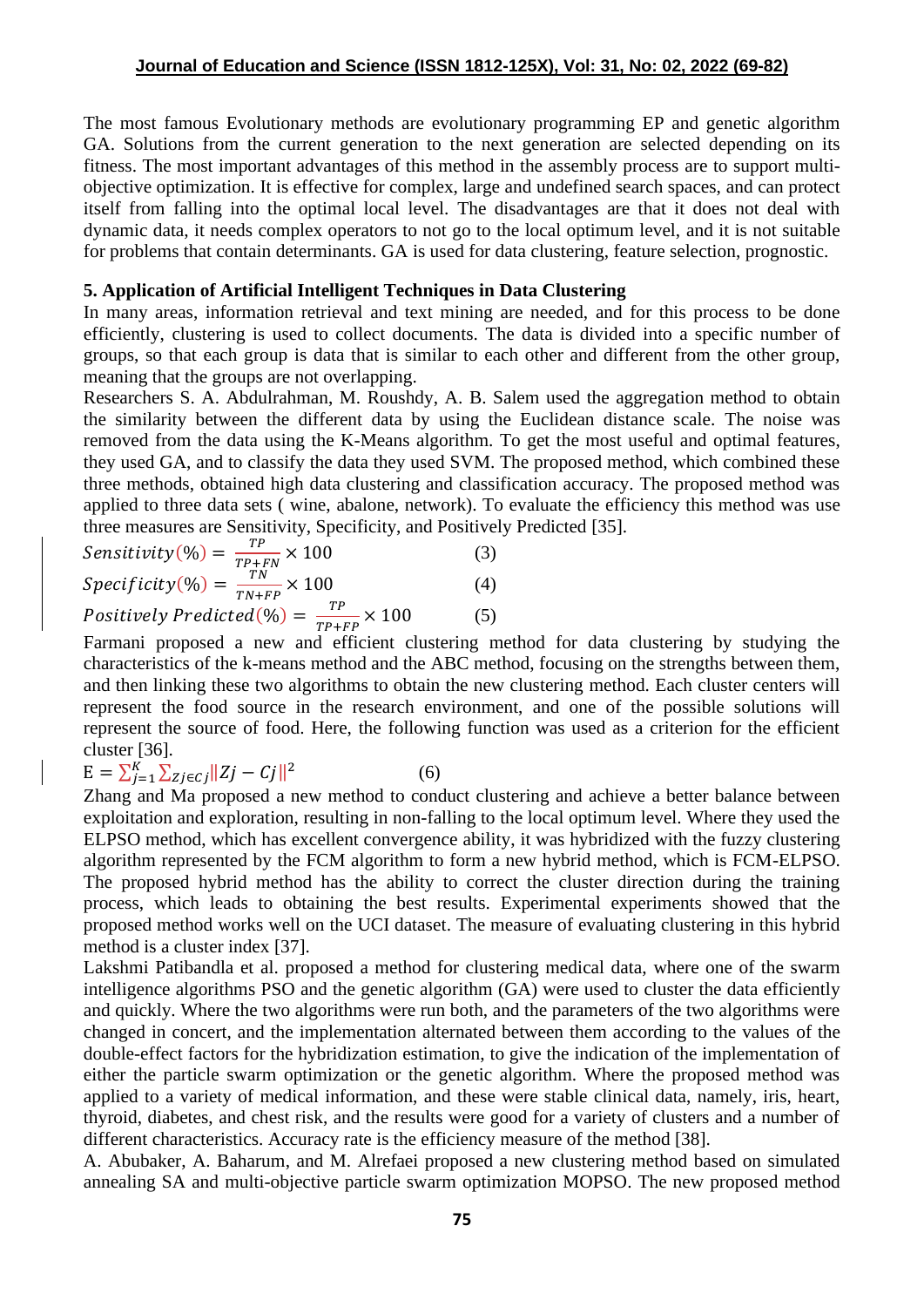The most famous Evolutionary methods are evolutionary programming EP and genetic algorithm GA. Solutions from the current generation to the next generation are selected depending on its fitness. The most important advantages of this method in the assembly process are to support multi-objective optimization. It is effective for complex, large and undefined search spaces, and can protect itself from falling into the optimal local level. The disadvantages are that it does not deal with dynamic data, it needs complex operators to not go to the local optimum level, and it is not suitable for problems that contain determinants. GA is used for data clustering, feature selection, prognostic.

### 5. Application of Artificial Intelligent Techniques in Data Clustering

In many areas, information retrieval and text mining are needed, and for this process to be done efficiently, clustering is used to collect documents. The data is divided into a specific number of groups, so that each group is data that is similar to each other and different from the other group, meaning that the groups are not overlapping.

Researchers S. A. Abdulrahman, M. Roushdy, A. B. Salem used the aggregation method to obtain the similarity between the different data by using the Euclidean distance scale. The noise was removed from the data using the K-Means algorithm. To get the most useful and optimal features, they used GA, and to classify the data they used SVM. The proposed method, which combined these three methods, obtained high data clustering and classification accuracy. The proposed method was applied to three data sets ( wine, abalone, network). To evaluate the efficiency this method was use three measures are Sensitivity, Specificity, and Positively Predicted [35].

$$Sensitivity(\%) = \frac{TP}{TP+FN} \times 100 \quad (3)$$

$$Specificity(\%) = \frac{TN}{TN+FP} \times 100 \quad (4)$$

$$Positively\ Predicted(\%) = \frac{TP}{TP+FP} \times 100 \quad (5)$$

Farmani proposed a new and efficient clustering method for data clustering by studying the characteristics of the k-means method and the ABC method, focusing on the strengths between them, and then linking these two algorithms to obtain the new clustering method. Each cluster centers will represent the food source in the research environment, and one of the possible solutions will represent the source of food. Here, the following function was used as a criterion for the efficient cluster [36].

$$E = \sum_{j=1}^{K} \sum_{Zj \in Cj} \| Zj - Cj \|^2 \quad (6)$$

Zhang and Ma proposed a new method to conduct clustering and achieve a better balance between exploitation and exploration, resulting in non-falling to the local optimum level. Where they used the ELPSO method, which has excellent convergence ability, it was hybridized with the fuzzy clustering algorithm represented by the FCM algorithm to form a new hybrid method, which is FCM-ELPSO. The proposed hybrid method has the ability to correct the cluster direction during the training process, which leads to obtaining the best results. Experimental experiments showed that the proposed method works well on the UCI dataset. The measure of evaluating clustering in this hybrid method is a cluster index [37].

Lakshmi Patibandla et al. proposed a method for clustering medical data, where one of the swarm intelligence algorithms PSO and the genetic algorithm (GA) were used to cluster the data efficiently and quickly. Where the two algorithms were run both, and the parameters of the two algorithms were changed in concert, and the implementation alternated between them according to the values of the double-effect factors for the hybridization estimation, to give the indication of the implementation of either the particle swarm optimization or the genetic algorithm. Where the proposed method was applied to a variety of medical information, and these were stable clinical data, namely, iris, heart, thyroid, diabetes, and chest risk, and the results were good for a variety of clusters and a number of different characteristics. Accuracy rate is the efficiency measure of the method [38].

A. Abubaker, A. Baharum, and M. Alrefaei proposed a new clustering method based on simulated annealing SA and multi-objective particle swarm optimization MOPSO. The new proposed method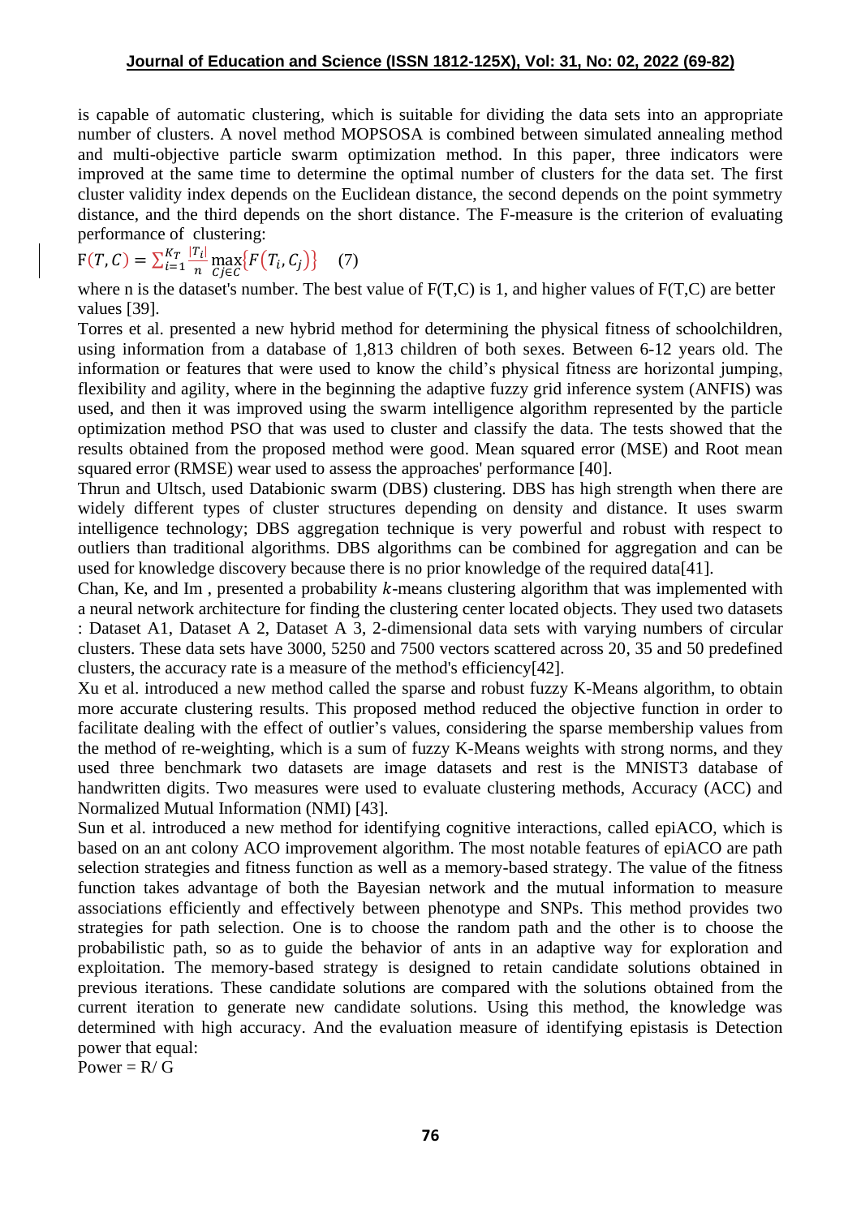is capable of automatic clustering, which is suitable for dividing the data sets into an appropriate number of clusters. A novel method MOPSOSA is combined between simulated annealing method and multi-objective particle swarm optimization method. In this paper, three indicators were improved at the same time to determine the optimal number of clusters for the data set. The first cluster validity index depends on the Euclidean distance, the second depends on the point symmetry distance, and the third depends on the short distance. The F-measure is the criterion of evaluating performance of clustering:

$$\mathrm{F}(T, C) = \sum_{i=1}^{K_T} \frac{|T_i|}{n} \max_{Cj \in C}\{F(T_i, C_j)\} \quad (7)$$

where n is the dataset's number. The best value of F(T,C) is 1, and higher values of F(T,C) are better values [39].

Torres et al. presented a new hybrid method for determining the physical fitness of schoolchildren, using information from a database of 1,813 children of both sexes. Between 6-12 years old. The information or features that were used to know the child's physical fitness are horizontal jumping, flexibility and agility, where in the beginning the adaptive fuzzy grid inference system (ANFIS) was used, and then it was improved using the swarm intelligence algorithm represented by the particle optimization method PSO that was used to cluster and classify the data. The tests showed that the results obtained from the proposed method were good. Mean squared error (MSE) and Root mean squared error (RMSE) wear used to assess the approaches' performance [40].

Thrun and Ultsch, used Databionic swarm (DBS) clustering. DBS has high strength when there are widely different types of cluster structures depending on density and distance. It uses swarm intelligence technology; DBS aggregation technique is very powerful and robust with respect to outliers than traditional algorithms. DBS algorithms can be combined for aggregation and can be used for knowledge discovery because there is no prior knowledge of the required data[41].

Chan, Ke, and Im , presented a probability $k$-means clustering algorithm that was implemented with a neural network architecture for finding the clustering center located objects. They used two datasets : Dataset A1, Dataset A 2, Dataset A 3, 2-dimensional data sets with varying numbers of circular clusters. These data sets have 3000, 5250 and 7500 vectors scattered across 20, 35 and 50 predefined clusters, the accuracy rate is a measure of the method's efficiency[42].

Xu et al. introduced a new method called the sparse and robust fuzzy K-Means algorithm, to obtain more accurate clustering results. This proposed method reduced the objective function in order to facilitate dealing with the effect of outlier's values, considering the sparse membership values from the method of re-weighting, which is a sum of fuzzy K-Means weights with strong norms, and they used three benchmark two datasets are image datasets and rest is the MNIST3 database of handwritten digits. Two measures were used to evaluate clustering methods, Accuracy (ACC) and Normalized Mutual Information (NMI) [43].

Sun et al. introduced a new method for identifying cognitive interactions, called epiACO, which is based on an ant colony ACO improvement algorithm. The most notable features of epiACO are path selection strategies and fitness function as well as a memory-based strategy. The value of the fitness function takes advantage of both the Bayesian network and the mutual information to measure associations efficiently and effectively between phenotype and SNPs. This method provides two strategies for path selection. One is to choose the random path and the other is to choose the probabilistic path, so as to guide the behavior of ants in an adaptive way for exploration and exploitation. The memory-based strategy is designed to retain candidate solutions obtained in previous iterations. These candidate solutions are compared with the solutions obtained from the current iteration to generate new candidate solutions. Using this method, the knowledge was determined with high accuracy. And the evaluation measure of identifying epistasis is Detection power that equal:

$$\text{Power} = R / G$$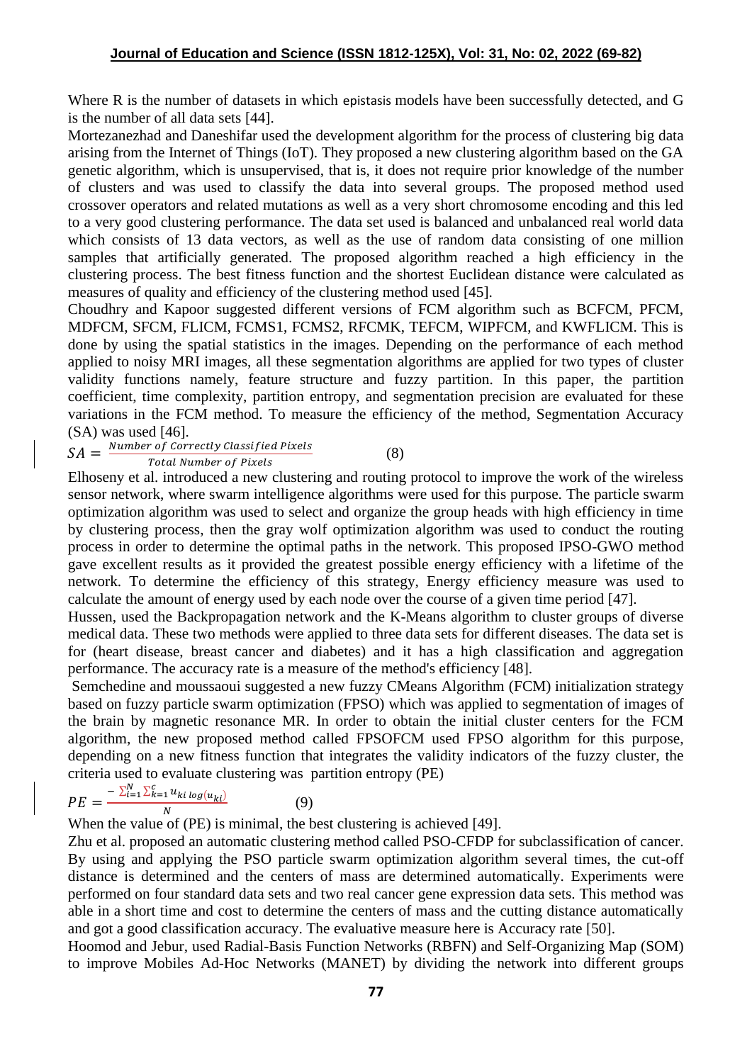Where R is the number of datasets in which epistasis models have been successfully detected, and G is the number of all data sets [44].

Mortezanezhad and Daneshifar used the development algorithm for the process of clustering big data arising from the Internet of Things (IoT). They proposed a new clustering algorithm based on the GA genetic algorithm, which is unsupervised, that is, it does not require prior knowledge of the number of clusters and was used to classify the data into several groups. The proposed method used crossover operators and related mutations as well as a very short chromosome encoding and this led to a very good clustering performance. The data set used is balanced and unbalanced real world data which consists of 13 data vectors, as well as the use of random data consisting of one million samples that artificially generated. The proposed algorithm reached a high efficiency in the clustering process. The best fitness function and the shortest Euclidean distance were calculated as measures of quality and efficiency of the clustering method used [45].

Choudhry and Kapoor suggested different versions of FCM algorithm such as BCFCM, PFCM, MDFCM, SFCM, FLICM, FCMS1, FCMS2, RFCMK, TEFCM, WIPFCM, and KWFLICM. This is done by using the spatial statistics in the images. Depending on the performance of each method applied to noisy MRI images, all these segmentation algorithms are applied for two types of cluster validity functions namely, feature structure and fuzzy partition. In this paper, the partition coefficient, time complexity, partition entropy, and segmentation precision are evaluated for these variations in the FCM method. To measure the efficiency of the method, Segmentation Accuracy (SA) was used [46].

$$SA = \frac{Number\ of\ Correctly\ Classified\ Pixels}{Total\ Number\ of\ Pixels} \quad (8)$$

Elhoseny et al. introduced a new clustering and routing protocol to improve the work of the wireless sensor network, where swarm intelligence algorithms were used for this purpose. The particle swarm optimization algorithm was used to select and organize the group heads with high efficiency in time by clustering process, then the gray wolf optimization algorithm was used to conduct the routing process in order to determine the optimal paths in the network. This proposed IPSO-GWO method gave excellent results as it provided the greatest possible energy efficiency with a lifetime of the network. To determine the efficiency of this strategy, Energy efficiency measure was used to calculate the amount of energy used by each node over the course of a given time period [47].

Hussen, used the Backpropagation network and the K-Means algorithm to cluster groups of diverse medical data. These two methods were applied to three data sets for different diseases. The data set is for (heart disease, breast cancer and diabetes) and it has a high classification and aggregation performance. The accuracy rate is a measure of the method's efficiency [48].

Semchedine and moussaoui suggested a new fuzzy CMeans Algorithm (FCM) initialization strategy based on fuzzy particle swarm optimization (FPSO) which was applied to segmentation of images of the brain by magnetic resonance MR. In order to obtain the initial cluster centers for the FCM algorithm, the new proposed method called FPSOFCM used FPSO algorithm for this purpose, depending on a new fitness function that integrates the validity indicators of the fuzzy cluster, the criteria used to evaluate clustering was partition entropy (PE)

$$PE = \frac{-\sum_{i=1}^{N}\sum_{k=1}^{c} u_{ki} \log(u_{ki})}{N} \quad (9)$$

When the value of (PE) is minimal, the best clustering is achieved [49].

Zhu et al. proposed an automatic clustering method called PSO-CFDP for subclassification of cancer. By using and applying the PSO particle swarm optimization algorithm several times, the cut-off distance is determined and the centers of mass are determined automatically. Experiments were performed on four standard data sets and two real cancer gene expression data sets. This method was able in a short time and cost to determine the centers of mass and the cutting distance automatically and got a good classification accuracy. The evaluative measure here is Accuracy rate [50].

Hoomod and Jebur, used Radial-Basis Function Networks (RBFN) and Self-Organizing Map (SOM) to improve Mobiles Ad-Hoc Networks (MANET) by dividing the network into different groups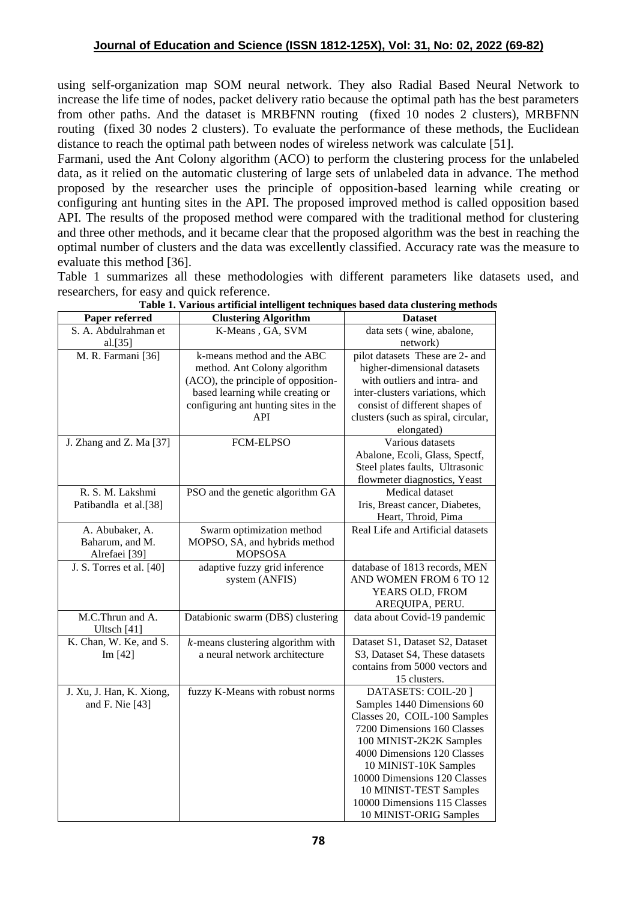using self-organization map SOM neural network. They also Radial Based Neural Network to increase the life time of nodes, packet delivery ratio because the optimal path has the best parameters from other paths. And the dataset is MRBFNN routing (fixed 10 nodes 2 clusters), MRBFNN routing (fixed 30 nodes 2 clusters). To evaluate the performance of these methods, the Euclidean distance to reach the optimal path between nodes of wireless network was calculate [51].

Farmani, used the Ant Colony algorithm (ACO) to perform the clustering process for the unlabeled data, as it relied on the automatic clustering of large sets of unlabeled data in advance. The method proposed by the researcher uses the principle of opposition-based learning while creating or configuring ant hunting sites in the API. The proposed improved method is called opposition based API. The results of the proposed method were compared with the traditional method for clustering and three other methods, and it became clear that the proposed algorithm was the best in reaching the optimal number of clusters and the data was excellently classified. Accuracy rate was the measure to evaluate this method [36].

Table 1 summarizes all these methodologies with different parameters like datasets used, and researchers, for easy and quick reference.

**Table 1. Various artificial intelligent techniques based data clustering methods**

| Paper referred | Clustering Algorithm | Dataset |
|---|---|---|
| S. A. Abdulrahman et al.[35] | K-Means , GA, SVM | data sets ( wine, abalone, network) |
| M. R. Farmani [36] | k-means method and the ABC method. Ant Colony algorithm (ACO), the principle of opposition-based learning while creating or configuring ant hunting sites in the API | pilot datasets These are 2- and higher-dimensional datasets with outliers and intra- and inter-clusters variations, which consist of different shapes of clusters (such as spiral, circular, elongated) |
| J. Zhang and Z. Ma [37] | FCM-ELPSO | Various datasets Abalone, Ecoli, Glass, Spectf, Steel plates faults, Ultrasonic flowmeter diagnostics, Yeast |
| R. S. M. Lakshmi Patibandla et al.[38] | PSO and the genetic algorithm GA | Medical dataset Iris, Breast cancer, Diabetes, Heart, Throid, Pima |
| A. Abubaker, A. Baharum, and M. Alrefaei [39] | Swarm optimization method MOPSO, SA, and hybrids method MOPSOSA | Real Life and Artificial datasets |
| J. S. Torres et al. [40] | adaptive fuzzy grid inference system (ANFIS) | database of 1813 records, MEN AND WOMEN FROM 6 TO 12 YEARS OLD, FROM AREQUIPA, PERU. |
| M.C.Thrun and A. Ultsch [41] | Databionic swarm (DBS) clustering | data about Covid-19 pandemic |
| K. Chan, W. Ke, and S. Im [42] | *k*-means clustering algorithm with a neural network architecture | Dataset S1, Dataset S2, Dataset S3, Dataset S4, These datasets contains from 5000 vectors and 15 clusters. |
| J. Xu, J. Han, K. Xiong, and F. Nie [43] | fuzzy K-Means with robust norms | DATASETS: COIL-20 ] Samples 1440 Dimensions 60 Classes 20, COIL-100 Samples 7200 Dimensions 160 Classes 100 MINIST-2K2K Samples 4000 Dimensions 120 Classes 10 MINIST-10K Samples 10000 Dimensions 120 Classes 10 MINIST-TEST Samples 10000 Dimensions 115 Classes 10 MINIST-ORIG Samples |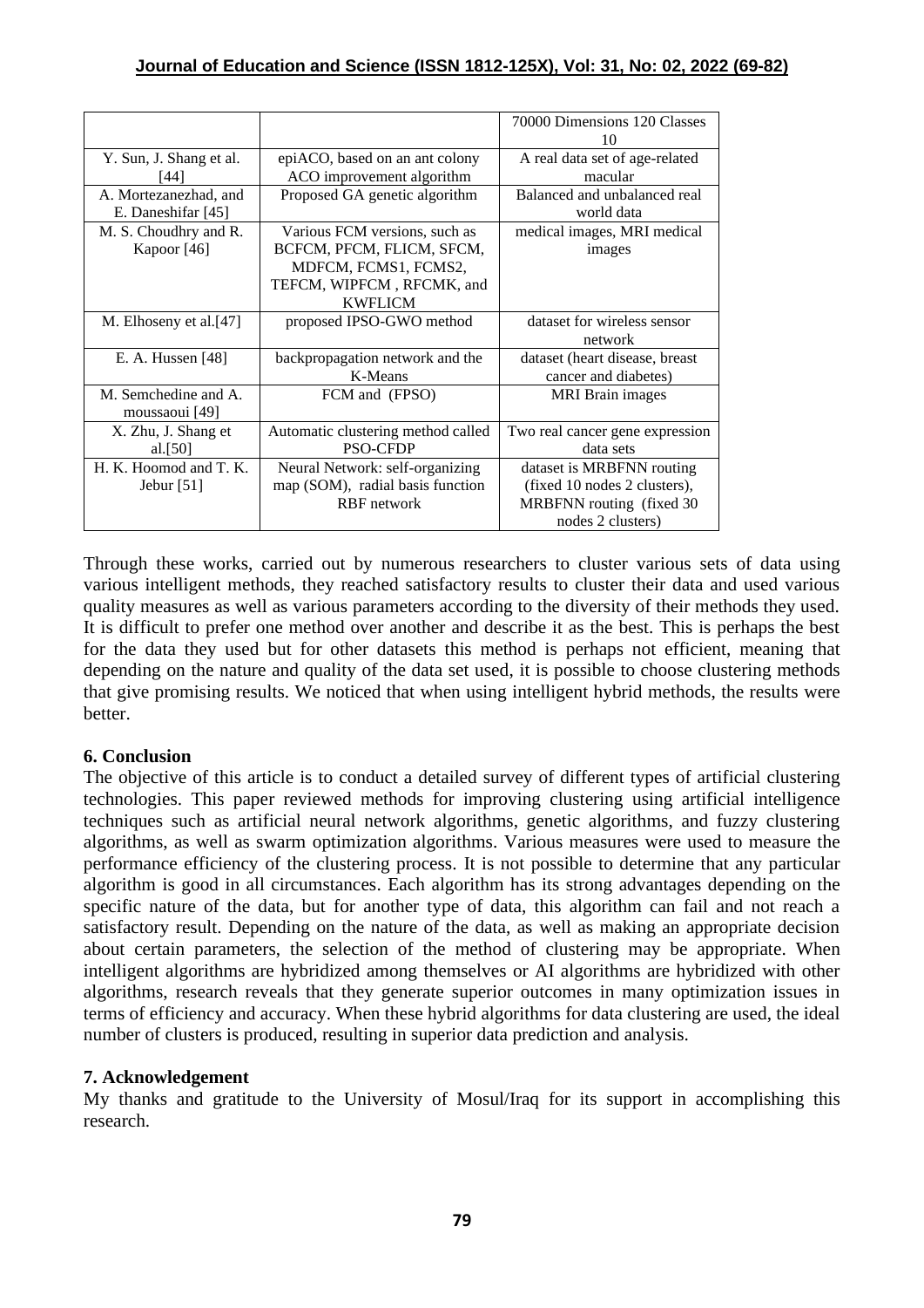| | | 70000 Dimensions 120 Classes 10 |
|---|---|---|
| Y. Sun, J. Shang et al. [44] | epiACO, based on an ant colony ACO improvement algorithm | A real data set of age-related macular |
| A. Mortezanezhad, and E. Daneshifar [45] | Proposed GA genetic algorithm | Balanced and unbalanced real world data |
| M. S. Choudhry and R. Kapoor [46] | Various FCM versions, such as BCFCM, PFCM, FLICM, SFCM, MDFCM, FCMS1, FCMS2, TEFCM, WIPFCM , RFCMK, and KWFLICM | medical images, MRI medical images |
| M. Elhoseny et al.[47] | proposed IPSO-GWO method | dataset for wireless sensor network |
| E. A. Hussen [48] | backpropagation network and the K-Means | dataset (heart disease, breast cancer and diabetes) |
| M. Semchedine and A. moussaoui [49] | FCM and (FPSO) | MRI Brain images |
| X. Zhu, J. Shang et al.[50] | Automatic clustering method called PSO-CFDP | Two real cancer gene expression data sets |
| H. K. Hoomod and T. K. Jebur [51] | Neural Network: self-organizing map (SOM), radial basis function RBF network | dataset is MRBFNN routing (fixed 10 nodes 2 clusters), MRBFNN routing (fixed 30 nodes 2 clusters) |

Through these works, carried out by numerous researchers to cluster various sets of data using various intelligent methods, they reached satisfactory results to cluster their data and used various quality measures as well as various parameters according to the diversity of their methods they used. It is difficult to prefer one method over another and describe it as the best. This is perhaps the best for the data they used but for other datasets this method is perhaps not efficient, meaning that depending on the nature and quality of the data set used, it is possible to choose clustering methods that give promising results. We noticed that when using intelligent hybrid methods, the results were better.

## 6. Conclusion

The objective of this article is to conduct a detailed survey of different types of artificial clustering technologies. This paper reviewed methods for improving clustering using artificial intelligence techniques such as artificial neural network algorithms, genetic algorithms, and fuzzy clustering algorithms, as well as swarm optimization algorithms. Various measures were used to measure the performance efficiency of the clustering process. It is not possible to determine that any particular algorithm is good in all circumstances. Each algorithm has its strong advantages depending on the specific nature of the data, but for another type of data, this algorithm can fail and not reach a satisfactory result. Depending on the nature of the data, as well as making an appropriate decision about certain parameters, the selection of the method of clustering may be appropriate. When intelligent algorithms are hybridized among themselves or AI algorithms are hybridized with other algorithms, research reveals that they generate superior outcomes in many optimization issues in terms of efficiency and accuracy. When these hybrid algorithms for data clustering are used, the ideal number of clusters is produced, resulting in superior data prediction and analysis.

## 7. Acknowledgement

My thanks and gratitude to the University of Mosul/Iraq for its support in accomplishing this research.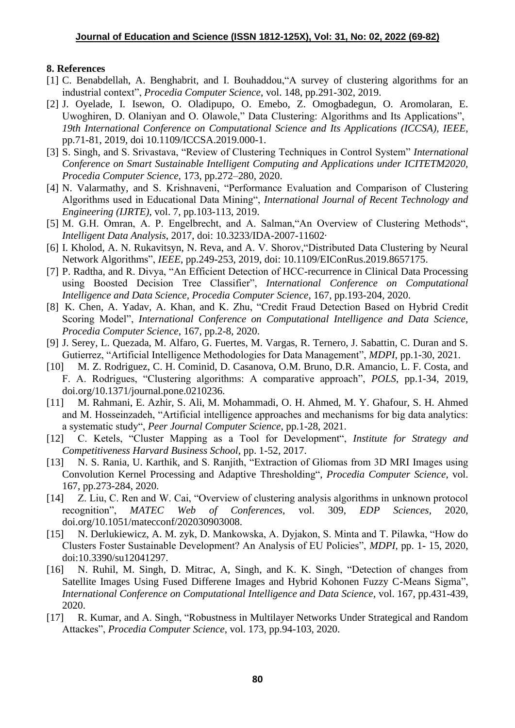## 8. References

[1] C. Benabdellah, A. Benghabrit, and I. Bouhaddou,"A survey of clustering algorithms for an industrial context", *Procedia Computer Science*, vol. 148, pp.291-302, 2019.

[2] J. Oyelade, I. Isewon, O. Oladipupo, O. Emebo, Z. Omogbadegun, O. Aromolaran, E. Uwoghiren, D. Olaniyan and O. Olawole," Data Clustering: Algorithms and Its Applications", *19th International Conference on Computational Science and Its Applications (ICCSA), IEEE*, pp.71-81, 2019, doi 10.1109/ICCSA.2019.000-1.

[3] S. Singh, and S. Srivastava, "Review of Clustering Techniques in Control System" *International Conference on Smart Sustainable Intelligent Computing and Applications under ICITETM2020, Procedia Computer Science*, 173, pp.272–280, 2020.

[4] N. Valarmathy, and S. Krishnaveni, "Performance Evaluation and Comparison of Clustering Algorithms used in Educational Data Mining", *International Journal of Recent Technology and Engineering (IJRTE)*, vol. 7, pp.103-113, 2019.

[5] M. G.H. Omran, A. P. Engelbrecht, and A. Salman,"An Overview of Clustering Methods", *Intelligent Data Analysis*, 2017, doi: 10.3233/IDA-2007-11602·

[6] I. Kholod, A. N. Rukavitsyn, N. Reva, and A. V. Shorov,"Distributed Data Clustering by Neural Network Algorithms", *IEEE*, pp.249-253, 2019, doi: 10.1109/EIConRus.2019.8657175.

[7] P. Radtha, and R. Divya, "An Efficient Detection of HCC-recurrence in Clinical Data Processing using Boosted Decision Tree Classifier", *International Conference on Computational Intelligence and Data Science, Procedia Computer Science*, 167, pp.193-204, 2020.

[8] K. Chen, A. Yadav, A. Khan, and K. Zhu, "Credit Fraud Detection Based on Hybrid Credit Scoring Model", *International Conference on Computational Intelligence and Data Science, Procedia Computer Science*, 167, pp.2-8, 2020.

[9] J. Serey, L. Quezada, M. Alfaro, G. Fuertes, M. Vargas, R. Ternero, J. Sabattin, C. Duran and S. Gutierrez, "Artificial Intelligence Methodologies for Data Management", *MDPI*, pp.1-30, 2021.

[10] M. Z. Rodriguez, C. H. Cominid, D. Casanova, O.M. Bruno, D.R. Amancio, L. F. Costa, and F. A. Rodrigues, "Clustering algorithms: A comparative approach", *POLS*, pp.1-34, 2019, doi.org/10.1371/journal.pone.0210236.

[11] M. Rahmani, E. Azhir, S. Ali, M. Mohammadi, O. H. Ahmed, M. Y. Ghafour, S. H. Ahmed and M. Hosseinzadeh, "Artificial intelligence approaches and mechanisms for big data analytics: a systematic study", *Peer Journal Computer Science*, pp.1-28, 2021.

[12] C. Ketels, "Cluster Mapping as a Tool for Development", *Institute for Strategy and Competitiveness Harvard Business School*, pp. 1-52, 2017.

[13] N. S. Rania, U. Karthik, and S. Ranjith, "Extraction of Gliomas from 3D MRI Images using Convolution Kernel Processing and Adaptive Thresholding", *Procedia Computer Science*, vol. 167, pp.273-284, 2020.

[14] Z. Liu, C. Ren and W. Cai, "Overview of clustering analysis algorithms in unknown protocol recognition", *MATEC Web of Conferences*, vol. 309, *EDP Sciences*, 2020, doi.org/10.1051/matecconf/202030903008.

[15] N. Derlukiewicz, A. M. zyk, D. Mankowska, A. Dyjakon, S. Minta and T. Pilawka, "How do Clusters Foster Sustainable Development? An Analysis of EU Policies", *MDPI*, pp. 1- 15, 2020, doi:10.3390/su12041297.

[16] N. Ruhil, M. Singh, D. Mitrac, A, Singh, and K. K. Singh, "Detection of changes from Satellite Images Using Fused Differene Images and Hybrid Kohonen Fuzzy C-Means Sigma", *International Conference on Computational Intelligence and Data Science*, vol. 167, pp.431-439, 2020.

[17] R. Kumar, and A. Singh, "Robustness in Multilayer Networks Under Strategical and Random Attackes", *Procedia Computer Science*, vol. 173, pp.94-103, 2020.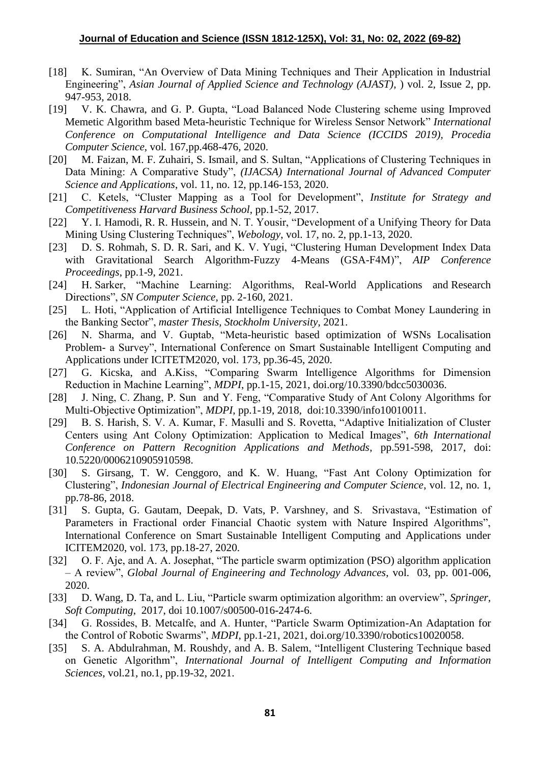[18] K. Sumiran, "An Overview of Data Mining Techniques and Their Application in Industrial Engineering", *Asian Journal of Applied Science and Technology (AJAST)*, ) vol. 2, Issue 2, pp. 947-953, 2018.

[19] V. K. Chawra, and G. P. Gupta, "Load Balanced Node Clustering scheme using Improved Memetic Algorithm based Meta-heuristic Technique for Wireless Sensor Network" *International Conference on Computational Intelligence and Data Science (ICCIDS 2019), Procedia Computer Science*, vol. 167,pp.468-476, 2020.

[20] M. Faizan, M. F. Zuhairi, S. Ismail, and S. Sultan, "Applications of Clustering Techniques in Data Mining: A Comparative Study", *(IJACSA) International Journal of Advanced Computer Science and Applications*, vol. 11, no. 12, pp.146-153, 2020.

[21] C. Ketels, "Cluster Mapping as a Tool for Development", *Institute for Strategy and Competitiveness Harvard Business School*, pp.1-52, 2017.

[22] Y. I. Hamodi, R. R. Hussein, and N. T. Yousir, "Development of a Unifying Theory for Data Mining Using Clustering Techniques", *Webology*, vol. 17, no. 2, pp.1-13, 2020.

[23] D. S. Rohmah, S. D. R. Sari, and K. V. Yugi, "Clustering Human Development Index Data with Gravitational Search Algorithm-Fuzzy 4-Means (GSA-F4M)", *AIP Conference Proceedings*, pp.1-9, 2021.

[24] H. Sarker, "Machine Learning: Algorithms, Real-World Applications and Research Directions", *SN Computer Science*, pp. 2-160, 2021.

[25] L. Hoti, "Application of Artificial Intelligence Techniques to Combat Money Laundering in the Banking Sector", *master Thesis, Stockholm University*, 2021.

[26] N. Sharma, and V. Guptab, "Meta-heuristic based optimization of WSNs Localisation Problem- a Survey", International Conference on Smart Sustainable Intelligent Computing and Applications under ICITETM2020, vol. 173, pp.36-45, 2020.

[27] G. Kicska, and A.Kiss, "Comparing Swarm Intelligence Algorithms for Dimension Reduction in Machine Learning", *MDPI*, pp.1-15, 2021, doi.org/10.3390/bdcc5030036.

[28] J. Ning, C. Zhang, P. Sun and Y. Feng, "Comparative Study of Ant Colony Algorithms for Multi-Objective Optimization", *MDPI*, pp.1-19, 2018, doi:10.3390/info10010011.

[29] B. S. Harish, S. V. A. Kumar, F. Masulli and S. Rovetta, "Adaptive Initialization of Cluster Centers using Ant Colony Optimization: Application to Medical Images", *6th International Conference on Pattern Recognition Applications and Methods*, pp.591-598, 2017, doi: 10.5220/0006210905910598.

[30] S. Girsang, T. W. Cenggoro, and K. W. Huang, "Fast Ant Colony Optimization for Clustering", *Indonesian Journal of Electrical Engineering and Computer Science*, vol. 12, no. 1, pp.78-86, 2018.

[31] S. Gupta, G. Gautam, Deepak, D. Vats, P. Varshney, and S. Srivastava, "Estimation of Parameters in Fractional order Financial Chaotic system with Nature Inspired Algorithms", International Conference on Smart Sustainable Intelligent Computing and Applications under ICITEM2020, vol. 173, pp.18-27, 2020.

[32] O. F. Aje, and A. A. Josephat, "The particle swarm optimization (PSO) algorithm application – A review", *Global Journal of Engineering and Technology Advances*, vol. 03, pp. 001-006, 2020.

[33] D. Wang, D. Ta, and L. Liu, "Particle swarm optimization algorithm: an overview", *Springer, Soft Computing*, 2017, doi 10.1007/s00500-016-2474-6.

[34] G. Rossides, B. Metcalfe, and A. Hunter, "Particle Swarm Optimization-An Adaptation for the Control of Robotic Swarms", *MDPI*, pp.1-21, 2021, doi.org/10.3390/robotics10020058.

[35] S. A. Abdulrahman, M. Roushdy, and A. B. Salem, "Intelligent Clustering Technique based on Genetic Algorithm", *International Journal of Intelligent Computing and Information Sciences*, vol.21, no.1, pp.19-32, 2021.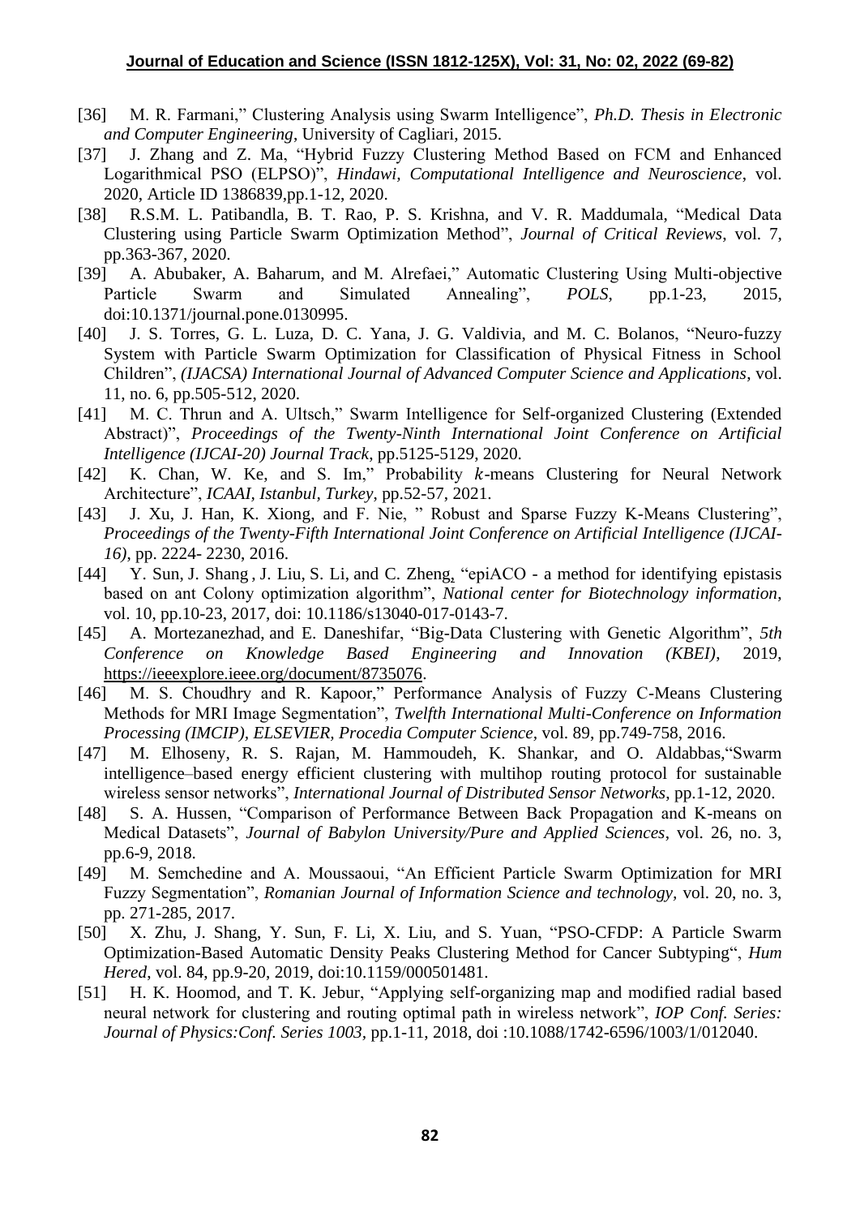[36] M. R. Farmani," Clustering Analysis using Swarm Intelligence", *Ph.D. Thesis in Electronic and Computer Engineering*, University of Cagliari, 2015.

[37] J. Zhang and Z. Ma, "Hybrid Fuzzy Clustering Method Based on FCM and Enhanced Logarithmical PSO (ELPSO)", *Hindawi, Computational Intelligence and Neuroscience*, vol. 2020, Article ID 1386839,pp.1-12, 2020.

[38] R.S.M. L. Patibandla, B. T. Rao, P. S. Krishna, and V. R. Maddumala, "Medical Data Clustering using Particle Swarm Optimization Method", *Journal of Critical Reviews*, vol. 7, pp.363-367, 2020.

[39] A. Abubaker, A. Baharum, and M. Alrefaei," Automatic Clustering Using Multi-objective Particle Swarm and Simulated Annealing", *POLS*, pp.1-23, 2015, doi:10.1371/journal.pone.0130995.

[40] J. S. Torres, G. L. Luza, D. C. Yana, J. G. Valdivia, and M. C. Bolanos, "Neuro-fuzzy System with Particle Swarm Optimization for Classification of Physical Fitness in School Children", *(IJACSA) International Journal of Advanced Computer Science and Applications*, vol. 11, no. 6, pp.505-512, 2020.

[41] M. C. Thrun and A. Ultsch," Swarm Intelligence for Self-organized Clustering (Extended Abstract)", *Proceedings of the Twenty-Ninth International Joint Conference on Artificial Intelligence (IJCAI-20) Journal Track*, pp.5125-5129, 2020.

[42] K. Chan, W. Ke, and S. Im," Probability $k$-means Clustering for Neural Network Architecture", *ICAAI, Istanbul, Turkey*, pp.52-57, 2021.

[43] J. Xu, J. Han, K. Xiong, and F. Nie, " Robust and Sparse Fuzzy K-Means Clustering", *Proceedings of the Twenty-Fifth International Joint Conference on Artificial Intelligence (IJCAI-16)*, pp. 2224- 2230, 2016.

[44] Y. Sun, J. Shang , J. Liu, S. Li, and C. Zheng, "epiACO - a method for identifying epistasis based on ant Colony optimization algorithm", *National center for Biotechnology information*, vol. 10, pp.10-23, 2017, doi: 10.1186/s13040-017-0143-7.

[45] A. Mortezanezhad, and E. Daneshifar, "Big-Data Clustering with Genetic Algorithm", *5th Conference on Knowledge Based Engineering and Innovation (KBEI)*, 2019, https://ieeexplore.ieee.org/document/8735076.

[46] M. S. Choudhry and R. Kapoor," Performance Analysis of Fuzzy C-Means Clustering Methods for MRI Image Segmentation", *Twelfth International Multi-Conference on Information Processing (IMCIP), ELSEVIER, Procedia Computer Science*, vol. 89, pp.749-758, 2016.

[47] M. Elhoseny, R. S. Rajan, M. Hammoudeh, K. Shankar, and O. Aldabbas,"Swarm intelligence–based energy efficient clustering with multihop routing protocol for sustainable wireless sensor networks", *International Journal of Distributed Sensor Networks*, pp.1-12, 2020.

[48] S. A. Hussen, "Comparison of Performance Between Back Propagation and K-means on Medical Datasets", *Journal of Babylon University/Pure and Applied Sciences*, vol. 26, no. 3, pp.6-9, 2018.

[49] M. Semchedine and A. Moussaoui, "An Efficient Particle Swarm Optimization for MRI Fuzzy Segmentation", *Romanian Journal of Information Science and technology*, vol. 20, no. 3, pp. 271-285, 2017.

[50] X. Zhu, J. Shang, Y. Sun, F. Li, X. Liu, and S. Yuan, "PSO-CFDP: A Particle Swarm Optimization-Based Automatic Density Peaks Clustering Method for Cancer Subtyping", *Hum Hered*, vol. 84, pp.9-20, 2019, doi:10.1159/000501481.

[51] H. K. Hoomod, and T. K. Jebur, "Applying self-organizing map and modified radial based neural network for clustering and routing optimal path in wireless network", *IOP Conf. Series: Journal of Physics:Conf. Series 1003*, pp.1-11, 2018, doi :10.1088/1742-6596/1003/1/012040.